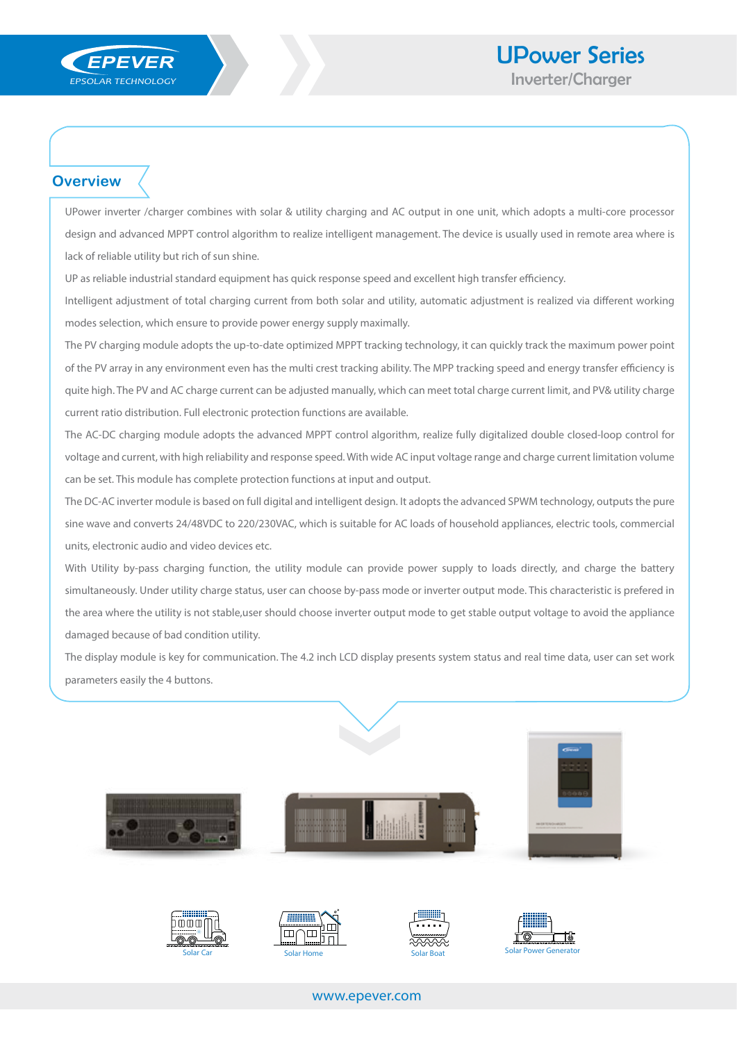EPEVER
EPSOLAR TECHNOLOGY

# UPower Series
Inverter/Charger

## Overview

UPower inverter /charger combines with solar & utility charging and AC output in one unit, which adopts a multi-core processor design and advanced MPPT control algorithm to realize intelligent management. The device is usually used in remote area where is lack of reliable utility but rich of sun shine.

UP as reliable industrial standard equipment has quick response speed and excellent high transfer efficiency.

Intelligent adjustment of total charging current from both solar and utility, automatic adjustment is realized via different working modes selection, which ensure to provide power energy supply maximally.

The PV charging module adopts the up-to-date optimized MPPT tracking technology, it can quickly track the maximum power point of the PV array in any environment even has the multi crest tracking ability. The MPP tracking speed and energy transfer efficiency is quite high. The PV and AC charge current can be adjusted manually, which can meet total charge current limit, and PV& utility charge current ratio distribution. Full electronic protection functions are available.

The AC-DC charging module adopts the advanced MPPT control algorithm, realize fully digitalized double closed-loop control for voltage and current, with high reliability and response speed. With wide AC input voltage range and charge current limitation volume can be set. This module has complete protection functions at input and output.

The DC-AC inverter module is based on full digital and intelligent design. It adopts the advanced SPWM technology, outputs the pure sine wave and converts 24/48VDC to 220/230VAC, which is suitable for AC loads of household appliances, electric tools, commercial units, electronic audio and video devices etc.

With Utility by-pass charging function, the utility module can provide power supply to loads directly, and charge the battery simultaneously. Under utility charge status, user can choose by-pass mode or inverter output mode. This characteristic is prefered in the area where the utility is not stable,user should choose inverter output mode to get stable output voltage to avoid the appliance damaged because of bad condition utility.

The display module is key for communication. The 4.2 inch LCD display presents system status and real time data, user can set work parameters easily the 4 buttons.

Solar Car | Solar Home | Solar Boat | Solar Power Generator

www.epever.com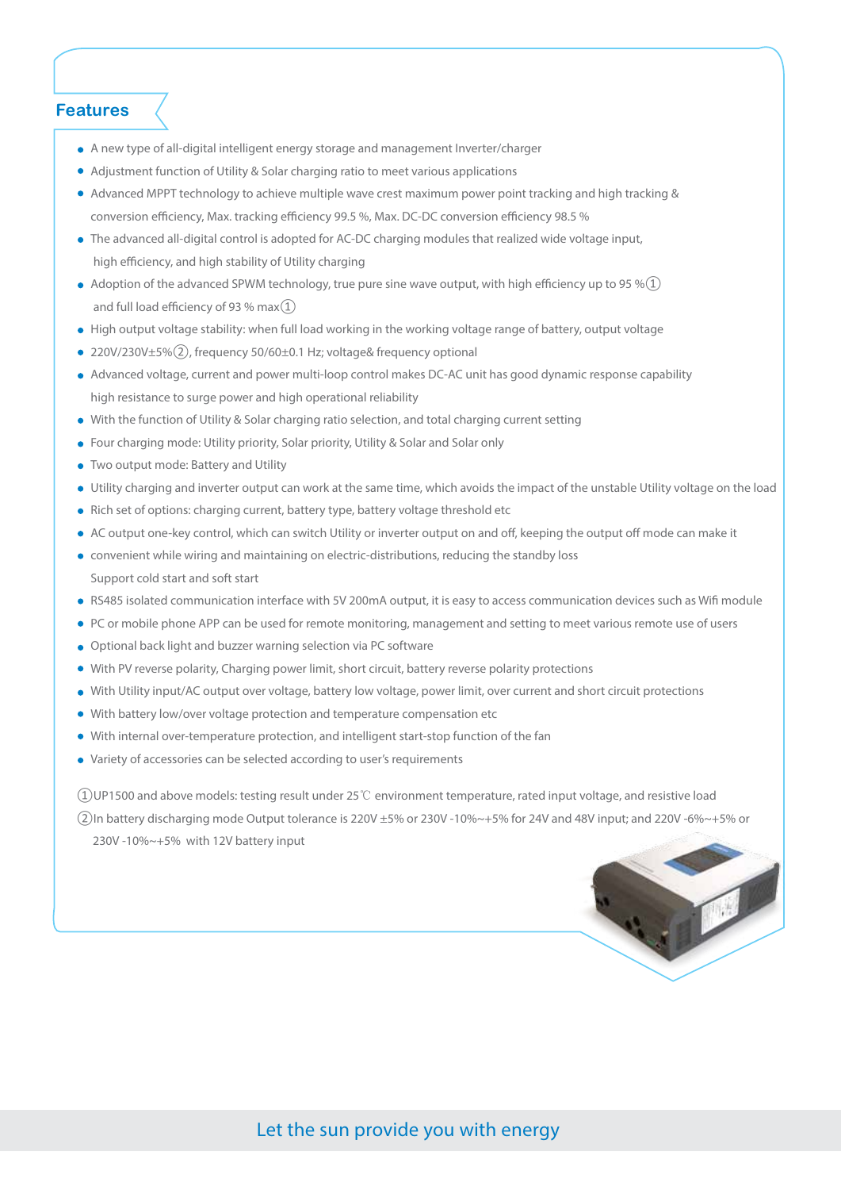## Features

- A new type of all-digital intelligent energy storage and management Inverter/charger
- Adjustment function of Utility & Solar charging ratio to meet various applications
- Advanced MPPT technology to achieve multiple wave crest maximum power point tracking and high tracking & conversion efficiency, Max. tracking efficiency 99.5 %, Max. DC-DC conversion efficiency 98.5 %
- The advanced all-digital control is adopted for AC-DC charging modules that realized wide voltage input, high efficiency, and high stability of Utility charging
- Adoption of the advanced SPWM technology, true pure sine wave output, with high efficiency up to 95 %① and full load efficiency of 93 % max①
- High output voltage stability: when full load working in the working voltage range of battery, output voltage
- 220V/230V±5%②, frequency 50/60±0.1 Hz; voltage& frequency optional
- Advanced voltage, current and power multi-loop control makes DC-AC unit has good dynamic response capability high resistance to surge power and high operational reliability
- With the function of Utility & Solar charging ratio selection, and total charging current setting
- Four charging mode: Utility priority, Solar priority, Utility & Solar and Solar only
- Two output mode: Battery and Utility
- Utility charging and inverter output can work at the same time, which avoids the impact of the unstable Utility voltage on the load
- Rich set of options: charging current, battery type, battery voltage threshold etc
- AC output one-key control, which can switch Utility or inverter output on and off, keeping the output off mode can make it
- convenient while wiring and maintaining on electric-distributions, reducing the standby loss Support cold start and soft start
- RS485 isolated communication interface with 5V 200mA output, it is easy to access communication devices such as Wifi module
- PC or mobile phone APP can be used for remote monitoring, management and setting to meet various remote use of users
- Optional back light and buzzer warning selection via PC software
- With PV reverse polarity, Charging power limit, short circuit, battery reverse polarity protections
- With Utility input/AC output over voltage, battery low voltage, power limit, over current and short circuit protections
- With battery low/over voltage protection and temperature compensation etc
- With internal over-temperature protection, and intelligent start-stop function of the fan
- Variety of accessories can be selected according to user's requirements

①UP1500 and above models: testing result under 25℃ environment temperature, rated input voltage, and resistive load

②In battery discharging mode Output tolerance is 220V ±5% or 230V -10%~+5% for 24V and 48V input; and 220V -6%~+5% or 230V -10%~+5% with 12V battery input

Let the sun provide you with energy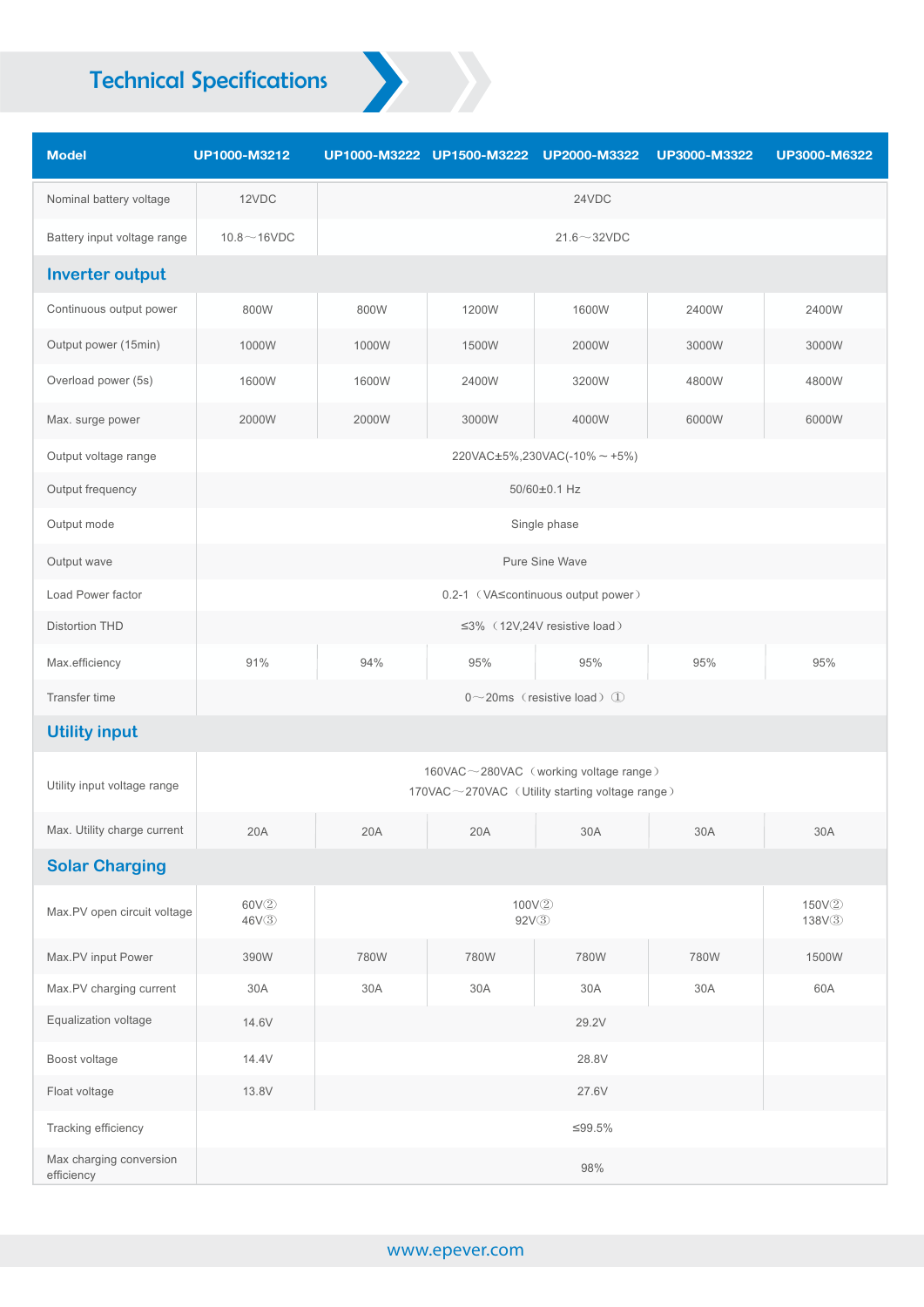# Technical Specifications

| Model | UP1000-M3212 | UP1000-M3222 | UP1500-M3222 | UP2000-M3322 | UP3000-M3322 | UP3000-M6322 |
|---|---|---|---|---|---|---|
| Nominal battery voltage | 12VDC | 24VDC | | | | |
| Battery input voltage range | 10.8～16VDC | 21.6～32VDC | | | | |
| **Inverter output** | | | | | | |
| Continuous output power | 800W | 800W | 1200W | 1600W | 2400W | 2400W |
| Output power (15min) | 1000W | 1000W | 1500W | 2000W | 3000W | 3000W |
| Overload power (5s) | 1600W | 1600W | 2400W | 3200W | 4800W | 4800W |
| Max. surge power | 2000W | 2000W | 3000W | 4000W | 6000W | 6000W |
| Output voltage range | 220VAC±5%,230VAC(-10%～+5%) | | | | | |
| Output frequency | 50/60±0.1 Hz | | | | | |
| Output mode | Single phase | | | | | |
| Output wave | Pure Sine Wave | | | | | |
| Load Power factor | 0.2-1 （VA≤continuous output power） | | | | | |
| Distortion THD | ≤3% （12V,24V resistive load） | | | | | |
| Max.efficiency | 91% | 94% | 95% | 95% | 95% | 95% |
| Transfer time | 0～20ms （resistive load）① | | | | | |
| **Utility input** | | | | | | |
| Utility input voltage range | 160VAC～280VAC （working voltage range）<br>170VAC～270VAC （Utility starting voltage range） | | | | | |
| Max. Utility charge current | 20A | 20A | 20A | 30A | 30A | 30A |
| **Solar Charging** | | | | | | |
| Max.PV open circuit voltage | 60V②<br>46V③ | 100V②<br>92V③ | | | | 150V②<br>138V③ |
| Max.PV input Power | 390W | 780W | 780W | 780W | 780W | 1500W |
| Max.PV charging current | 30A | 30A | 30A | 30A | 30A | 60A |
| Equalization voltage | 14.6V | 29.2V | | | | |
| Boost voltage | 14.4V | 28.8V | | | | |
| Float voltage | 13.8V | 27.6V | | | | |
| Tracking efficiency | ≤99.5% | | | | | |
| Max charging conversion efficiency | 98% | | | | | |

www.epever.com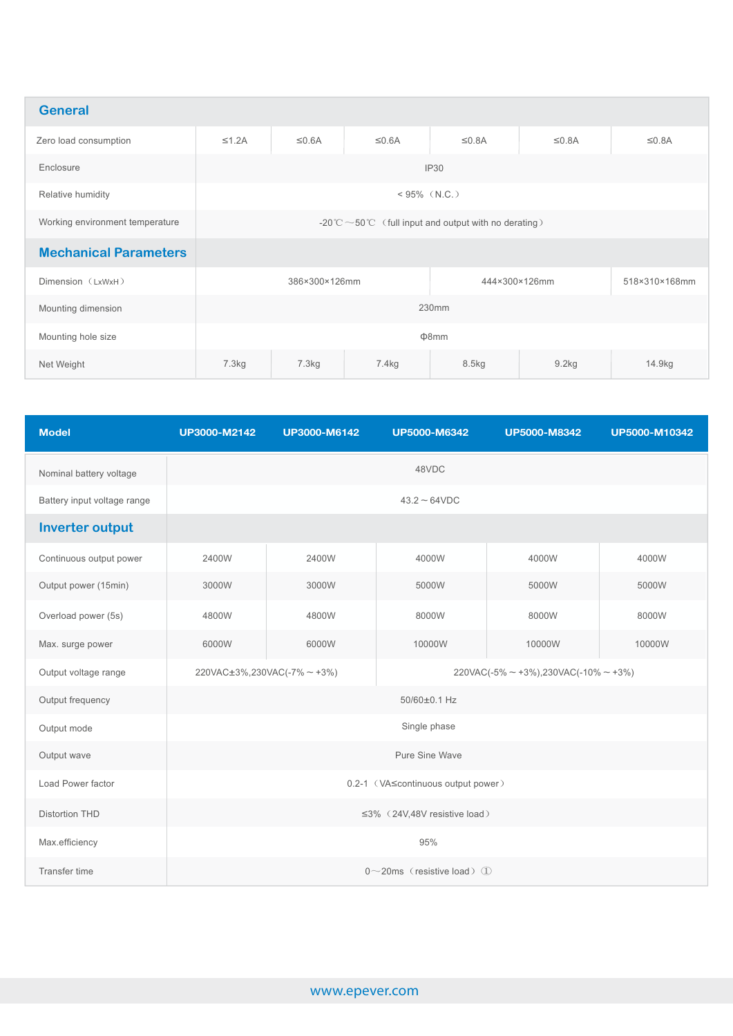| General | | | | | | |
|---|---|---|---|---|---|---|
| Zero load consumption | ≤1.2A | ≤0.6A | ≤0.6A | ≤0.8A | ≤0.8A | ≤0.8A |
| Enclosure | IP30 | | | | | |
| Relative humidity | < 95%（N.C.） | | | | | |
| Working environment temperature | -20℃～50℃（full input and output with no derating） | | | | | |
| **Mechanical Parameters** | | | | | | |
| Dimension（LxWxH） | 386×300×126mm | | | 444×300×126mm | | 518×310×168mm |
| Mounting dimension | 230mm | | | | | |
| Mounting hole size | Φ8mm | | | | | |
| Net Weight | 7.3kg | 7.3kg | 7.4kg | 8.5kg | 9.2kg | 14.9kg |

| Model | UP3000-M2142 | UP3000-M6142 | UP5000-M6342 | UP5000-M8342 | UP5000-M10342 |
|---|---|---|---|---|---|
| Nominal battery voltage | 48VDC | | | | |
| Battery input voltage range | 43.2～64VDC | | | | |
| **Inverter output** | | | | | |
| Continuous output power | 2400W | 2400W | 4000W | 4000W | 4000W |
| Output power (15min) | 3000W | 3000W | 5000W | 5000W | 5000W |
| Overload power (5s) | 4800W | 4800W | 8000W | 8000W | 8000W |
| Max. surge power | 6000W | 6000W | 10000W | 10000W | 10000W |
| Output voltage range | 220VAC±3%,230VAC(-7%～+3%) | | 220VAC(-5%～+3%),230VAC(-10%～+3%) | | |
| Output frequency | 50/60±0.1 Hz | | | | |
| Output mode | Single phase | | | | |
| Output wave | Pure Sine Wave | | | | |
| Load Power factor | 0.2-1（VA≤continuous output power） | | | | |
| Distortion THD | ≤3%（24V,48V resistive load） | | | | |
| Max.efficiency | 95% | | | | |
| Transfer time | 0～20ms（resistive load）① | | | | |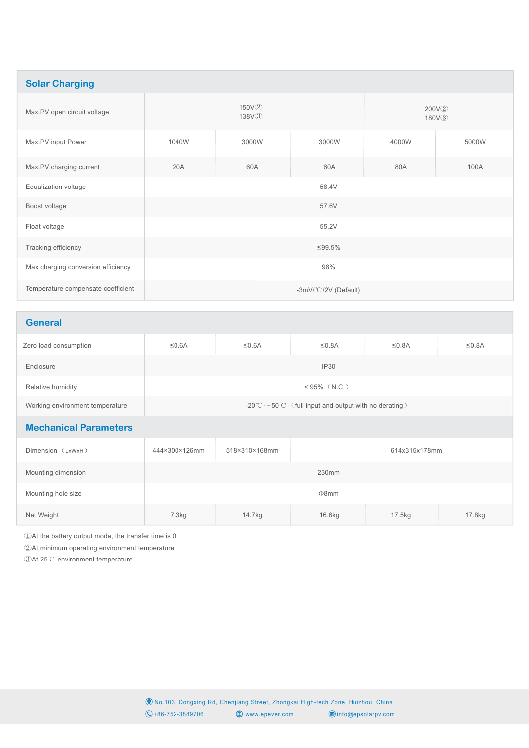## Solar Charging

| | | | | | |
|---|---|---|---|---|---|
| Max.PV open circuit voltage | 150V②<br>138V③ | | | 200V②<br>180V③ | |
| Max.PV input Power | 1040W | 3000W | 3000W | 4000W | 5000W |
| Max.PV charging current | 20A | 60A | 60A | 80A | 100A |
| Equalization voltage | 58.4V | | | | |
| Boost voltage | 57.6V | | | | |
| Float voltage | 55.2V | | | | |
| Tracking efficiency | ≤99.5% | | | | |
| Max charging conversion efficiency | 98% | | | | |
| Temperature compensate coefficient | -3mV/℃/2V (Default) | | | | |

## General

| | | | | | |
|---|---|---|---|---|---|
| Zero load consumption | ≤0.6A | ≤0.6A | ≤0.8A | ≤0.8A | ≤0.8A |
| Enclosure | IP30 | | | | |
| Relative humidity | < 95% （N.C.） | | | | |
| Working environment temperature | -20℃～50℃ （full input and output with no derating） | | | | |

## Mechanical Parameters

| | | | | | |
|---|---|---|---|---|---|
| Dimension（LxWxH） | 444×300×126mm | 518×310×168mm | 614x315x178mm | | |
| Mounting dimension | 230mm | | | | |
| Mounting hole size | Φ8mm | | | | |
| Net Weight | 7.3kg | 14.7kg | 16.6kg | 17.5kg | 17.8kg |

①At the battery output mode, the transfer time is 0

②At minimum operating environment temperature

③At 25℃ environment temperature

No.103, Dongxing Rd, Chenjiang Street, Zhongkai High-tech Zone, Huizhou, China

+86-752-3889706 www.epever.com info@epsolarpv.com